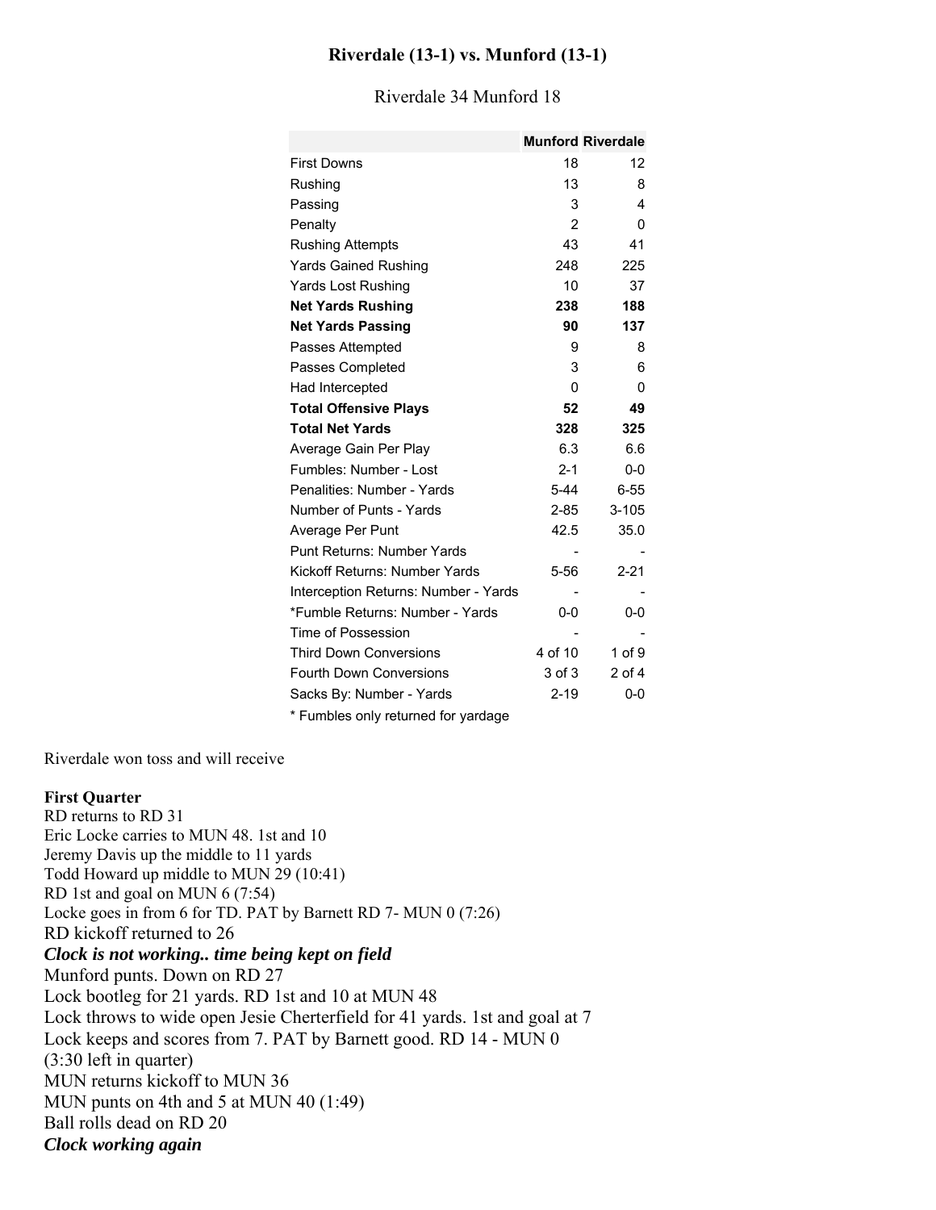# Riverdale (13-1) vs. Munford (13-1)

Riverdale 34 Munford 18

| | Munford | Riverdale |
|---|---|---|
| First Downs | 18 | 12 |
| Rushing | 13 | 8 |
| Passing | 3 | 4 |
| Penalty | 2 | 0 |
| Rushing Attempts | 43 | 41 |
| Yards Gained Rushing | 248 | 225 |
| Yards Lost Rushing | 10 | 37 |
| **Net Yards Rushing** | **238** | **188** |
| **Net Yards Passing** | **90** | **137** |
| Passes Attempted | 9 | 8 |
| Passes Completed | 3 | 6 |
| Had Intercepted | 0 | 0 |
| **Total Offensive Plays** | **52** | **49** |
| **Total Net Yards** | **328** | **325** |
| Average Gain Per Play | 6.3 | 6.6 |
| Fumbles: Number - Lost | 2-1 | 0-0 |
| Penalities: Number - Yards | 5-44 | 6-55 |
| Number of Punts - Yards | 2-85 | 3-105 |
| Average Per Punt | 42.5 | 35.0 |
| Punt Returns: Number Yards | - | - |
| Kickoff Returns: Number Yards | 5-56 | 2-21 |
| Interception Returns: Number - Yards | - | - |
| *Fumble Returns: Number - Yards | 0-0 | 0-0 |
| Time of Possession | - | - |
| Third Down Conversions | 4 of 10 | 1 of 9 |
| Fourth Down Conversions | 3 of 3 | 2 of 4 |
| Sacks By: Number - Yards | 2-19 | 0-0 |

* Fumbles only returned for yardage

Riverdale won toss and will receive

**First Quarter**

RD returns to RD 31
Eric Locke carries to MUN 48. 1st and 10
Jeremy Davis up the middle to 11 yards
Todd Howard up middle to MUN 29 (10:41)
RD 1st and goal on MUN 6 (7:54)
Locke goes in from 6 for TD. PAT by Barnett RD 7- MUN 0 (7:26)
RD kickoff returned to 26
***Clock is not working.. time being kept on field***
Munford punts. Down on RD 27
Lock bootleg for 21 yards. RD 1st and 10 at MUN 48
Lock throws to wide open Jesie Cherterfield for 41 yards. 1st and goal at 7
Lock keeps and scores from 7. PAT by Barnett good. RD 14 - MUN 0
(3:30 left in quarter)
MUN returns kickoff to MUN 36
MUN punts on 4th and 5 at MUN 40 (1:49)
Ball rolls dead on RD 20
***Clock working again***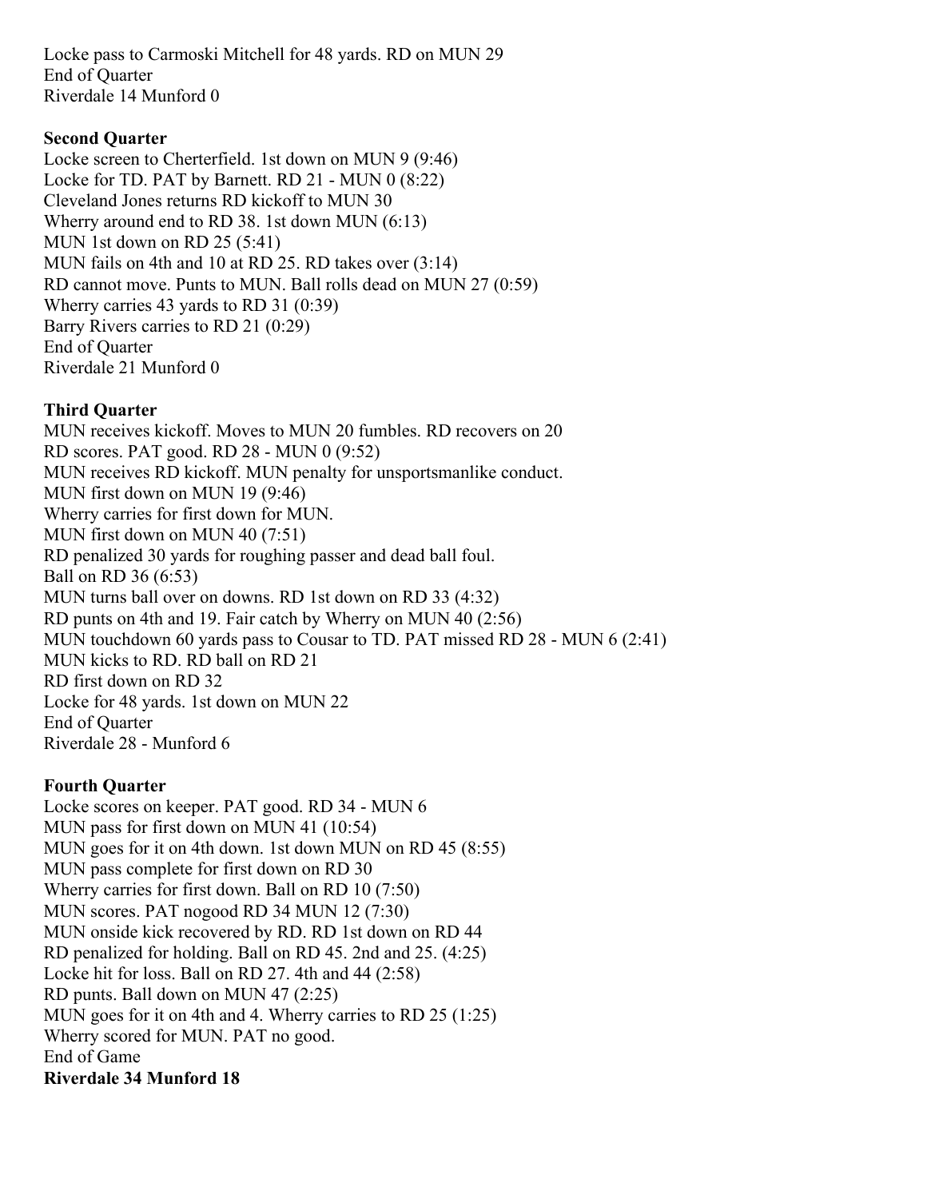Locke pass to Carmoski Mitchell for 48 yards. RD on MUN 29
End of Quarter
Riverdale 14 Munford 0

**Second Quarter**

Locke screen to Cherterfield. 1st down on MUN 9 (9:46)
Locke for TD. PAT by Barnett. RD 21 - MUN 0 (8:22)
Cleveland Jones returns RD kickoff to MUN 30
Wherry around end to RD 38. 1st down MUN (6:13)
MUN 1st down on RD 25 (5:41)
MUN fails on 4th and 10 at RD 25. RD takes over (3:14)
RD cannot move. Punts to MUN. Ball rolls dead on MUN 27 (0:59)
Wherry carries 43 yards to RD 31 (0:39)
Barry Rivers carries to RD 21 (0:29)
End of Quarter
Riverdale 21 Munford 0

**Third Quarter**

MUN receives kickoff. Moves to MUN 20 fumbles. RD recovers on 20
RD scores. PAT good. RD 28 - MUN 0 (9:52)
MUN receives RD kickoff. MUN penalty for unsportsmanlike conduct.
MUN first down on MUN 19 (9:46)
Wherry carries for first down for MUN.
MUN first down on MUN 40 (7:51)
RD penalized 30 yards for roughing passer and dead ball foul.
Ball on RD 36 (6:53)
MUN turns ball over on downs. RD 1st down on RD 33 (4:32)
RD punts on 4th and 19. Fair catch by Wherry on MUN 40 (2:56)
MUN touchdown 60 yards pass to Cousar to TD. PAT missed RD 28 - MUN 6 (2:41)
MUN kicks to RD. RD ball on RD 21
RD first down on RD 32
Locke for 48 yards. 1st down on MUN 22
End of Quarter
Riverdale 28 - Munford 6

**Fourth Quarter**

Locke scores on keeper. PAT good. RD 34 - MUN 6
MUN pass for first down on MUN 41 (10:54)
MUN goes for it on 4th down. 1st down MUN on RD 45 (8:55)
MUN pass complete for first down on RD 30
Wherry carries for first down. Ball on RD 10 (7:50)
MUN scores. PAT nogood RD 34 MUN 12 (7:30)
MUN onside kick recovered by RD. RD 1st down on RD 44
RD penalized for holding. Ball on RD 45. 2nd and 25. (4:25)
Locke hit for loss. Ball on RD 27. 4th and 44 (2:58)
RD punts. Ball down on MUN 47 (2:25)
MUN goes for it on 4th and 4. Wherry carries to RD 25 (1:25)
Wherry scored for MUN. PAT no good.
End of Game
**Riverdale 34 Munford 18**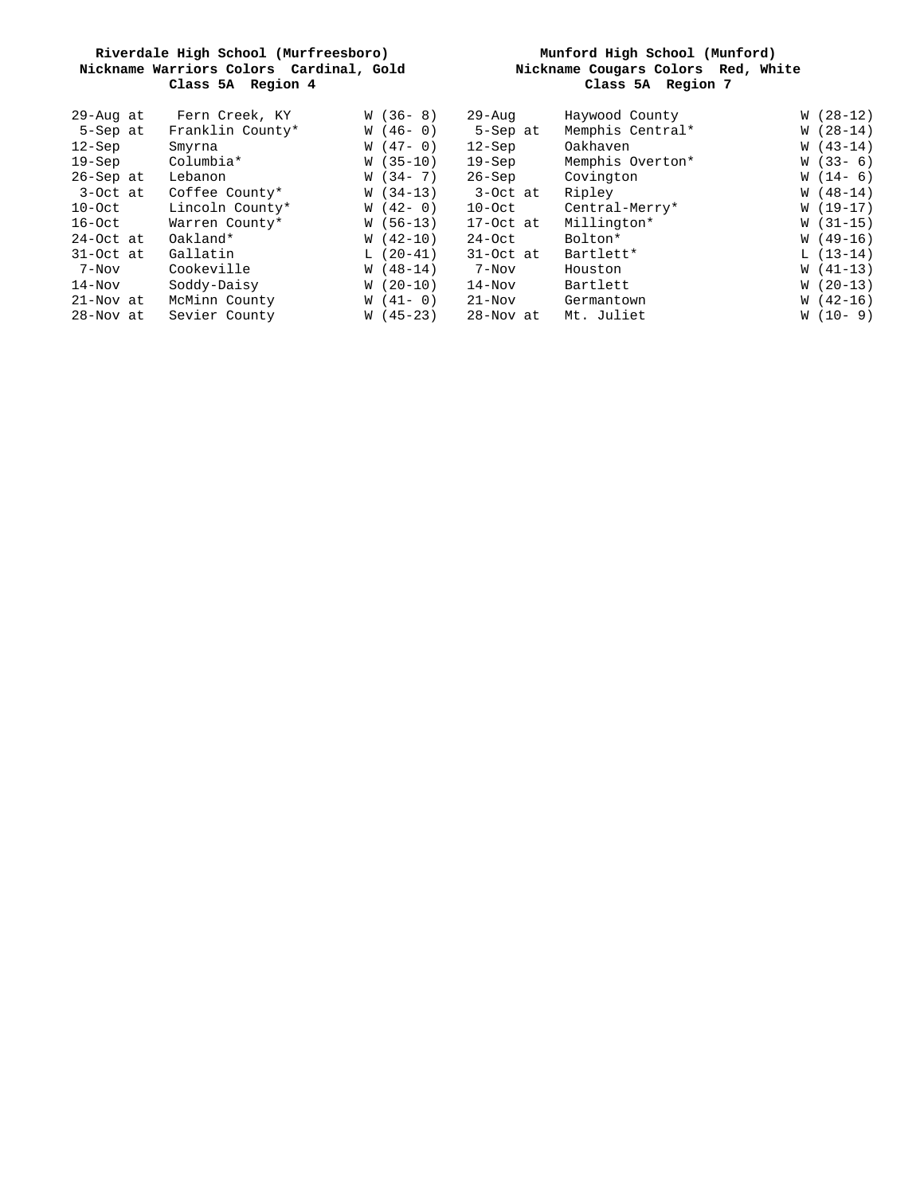**Riverdale High School (Murfreesboro)**
**Nickname Warriors Colors Cardinal, Gold**
**Class 5A Region 4**

| | | |
|---|---|---|
| 29-Aug at | Fern Creek, KY | W (36- 8) |
| 5-Sep at | Franklin County* | W (46- 0) |
| 12-Sep | Smyrna | W (47- 0) |
| 19-Sep | Columbia* | W (35-10) |
| 26-Sep at | Lebanon | W (34- 7) |
| 3-Oct at | Coffee County* | W (34-13) |
| 10-Oct | Lincoln County* | W (42- 0) |
| 16-Oct | Warren County* | W (56-13) |
| 24-Oct at | Oakland* | W (42-10) |
| 31-Oct at | Gallatin | L (20-41) |
| 7-Nov | Cookeville | W (48-14) |
| 14-Nov | Soddy-Daisy | W (20-10) |
| 21-Nov at | McMinn County | W (41- 0) |
| 28-Nov at | Sevier County | W (45-23) |

**Munford High School (Munford)**
**Nickname Cougars Colors Red, White**
**Class 5A Region 7**

| | | |
|---|---|---|
| 29-Aug | Haywood County | W (28-12) |
| 5-Sep at | Memphis Central* | W (28-14) |
| 12-Sep | Oakhaven | W (43-14) |
| 19-Sep | Memphis Overton* | W (33- 6) |
| 26-Sep | Covington | W (14- 6) |
| 3-Oct at | Ripley | W (48-14) |
| 10-Oct | Central-Merry* | W (19-17) |
| 17-Oct at | Millington* | W (31-15) |
| 24-Oct | Bolton* | W (49-16) |
| 31-Oct at | Bartlett* | L (13-14) |
| 7-Nov | Houston | W (41-13) |
| 14-Nov | Bartlett | W (20-13) |
| 21-Nov | Germantown | W (42-16) |
| 28-Nov at | Mt. Juliet | W (10- 9) |